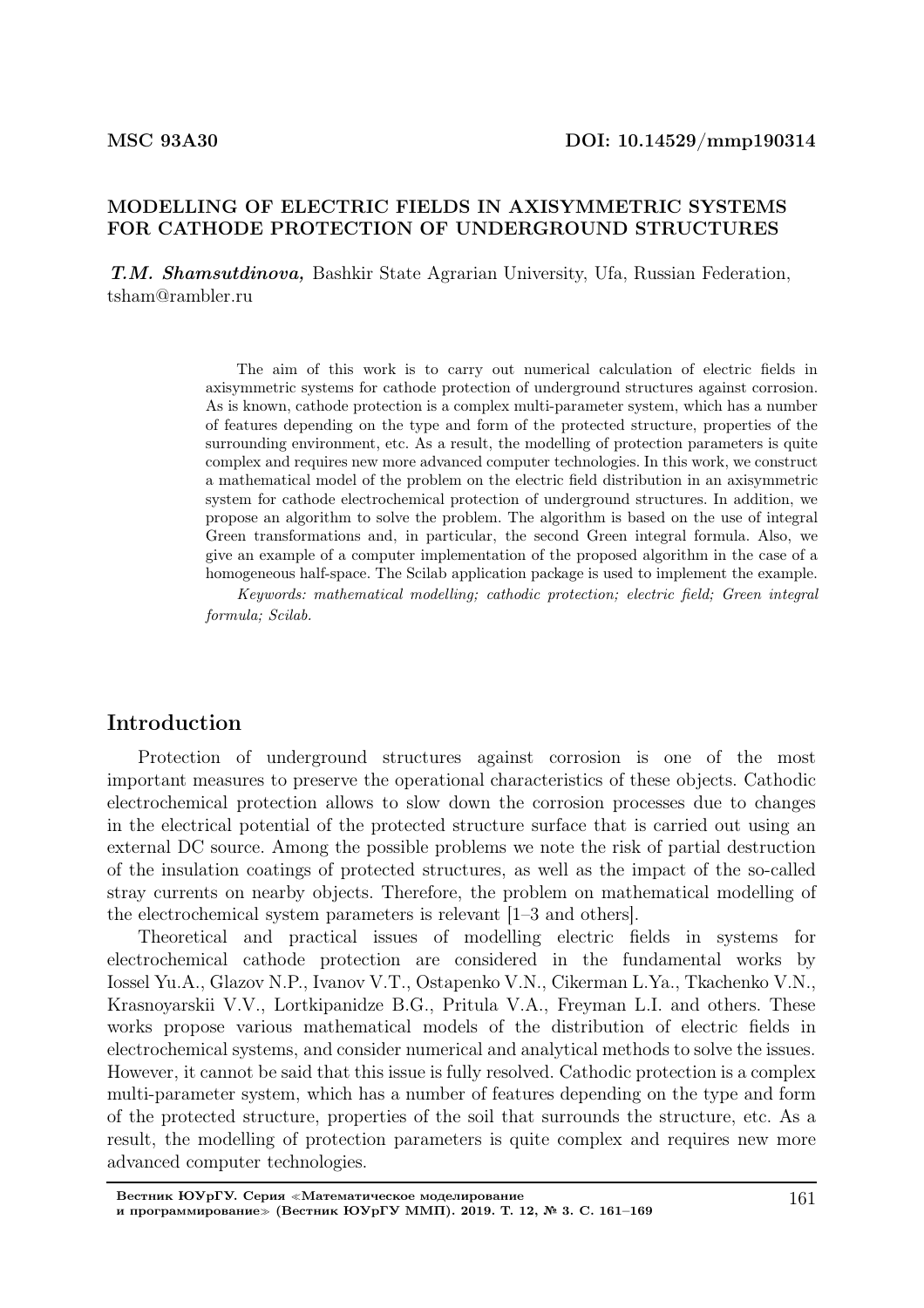MSC 93A30 DOI: 10.14529/mmp190314

# MODELLING OF ELECTRIC FIELDS IN AXISYMMETRIC SYSTEMS FOR CATHODE PROTECTION OF UNDERGROUND STRUCTURES

***T.M. Shamsutdinova,*** Bashkir State Agrarian University, Ufa, Russian Federation, tsham@rambler.ru

The aim of this work is to carry out numerical calculation of electric fields in axisymmetric systems for cathode protection of underground structures against corrosion. As is known, cathode protection is a complex multi-parameter system, which has a number of features depending on the type and form of the protected structure, properties of the surrounding environment, etc. As a result, the modelling of protection parameters is quite complex and requires new more advanced computer technologies. In this work, we construct a mathematical model of the problem on the electric field distribution in an axisymmetric system for cathode electrochemical protection of underground structures. In addition, we propose an algorithm to solve the problem. The algorithm is based on the use of integral Green transformations and, in particular, the second Green integral formula. Also, we give an example of a computer implementation of the proposed algorithm in the case of a homogeneous half-space. The Scilab application package is used to implement the example.

*Keywords: mathematical modelling; cathodic protection; electric field; Green integral formula; Scilab.*

## Introduction

Protection of underground structures against corrosion is one of the most important measures to preserve the operational characteristics of these objects. Cathodic electrochemical protection allows to slow down the corrosion processes due to changes in the electrical potential of the protected structure surface that is carried out using an external DC source. Among the possible problems we note the risk of partial destruction of the insulation coatings of protected structures, as well as the impact of the so-called stray currents on nearby objects. Therefore, the problem on mathematical modelling of the electrochemical system parameters is relevant [1–3 and others].

Theoretical and practical issues of modelling electric fields in systems for electrochemical cathode protection are considered in the fundamental works by Iossel Yu.A., Glazov N.P., Ivanov V.T., Ostapenko V.N., Cikerman L.Ya., Tkachenko V.N., Krasnoyarskii V.V., Lortkipanidze B.G., Pritula V.A., Freyman L.I. and others. These works propose various mathematical models of the distribution of electric fields in electrochemical systems, and consider numerical and analytical methods to solve the issues. However, it cannot be said that this issue is fully resolved. Cathodic protection is a complex multi-parameter system, which has a number of features depending on the type and form of the protected structure, properties of the soil that surrounds the structure, etc. As a result, the modelling of protection parameters is quite complex and requires new more advanced computer technologies.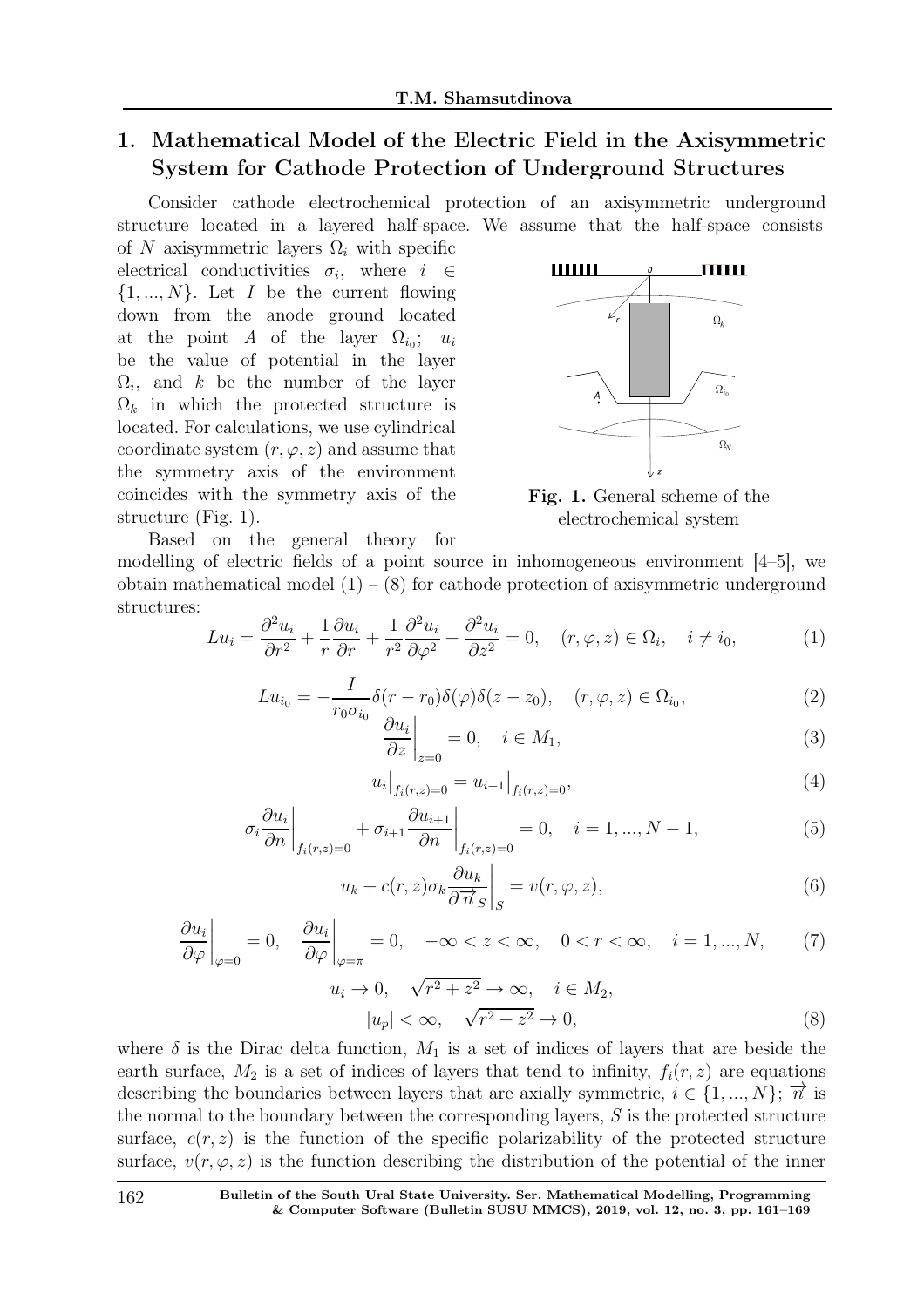## 1. Mathematical Model of the Electric Field in the Axisymmetric System for Cathode Protection of Underground Structures

Consider cathode electrochemical protection of an axisymmetric underground structure located in a layered half-space. We assume that the half-space consists of $N$ axisymmetric layers $\Omega_i$ with specific electrical conductivities $\sigma_i$, where $i \in \{1, ..., N\}$. Let $I$ be the current flowing down from the anode ground located at the point $A$ of the layer $\Omega_{i_0}$; $u_i$ be the value of potential in the layer $\Omega_i$, and $k$ be the number of the layer $\Omega_k$ in which the protected structure is located. For calculations, we use cylindrical coordinate system $(r, \varphi, z)$ and assume that the symmetry axis of the environment coincides with the symmetry axis of the structure (Fig. 1).

**Fig. 1.** General scheme of the electrochemical system

Based on the general theory for modelling of electric fields of a point source in inhomogeneous environment [4–5], we obtain mathematical model (1) – (8) for cathode protection of axisymmetric underground structures:

$$Lu_i = \frac{\partial^2 u_i}{\partial r^2} + \frac{1}{r}\frac{\partial u_i}{\partial r} + \frac{1}{r^2}\frac{\partial^2 u_i}{\partial \varphi^2} + \frac{\partial^2 u_i}{\partial z^2} = 0, \quad (r, \varphi, z) \in \Omega_i, \quad i \neq i_0, \tag{1}$$

$$Lu_{i_0} = -\frac{I}{r_0 \sigma_{i_0}} \delta(r - r_0)\delta(\varphi)\delta(z - z_0), \quad (r, \varphi, z) \in \Omega_{i_0}, \tag{2}$$

$$\left.\frac{\partial u_i}{\partial z}\right|_{z=0} = 0, \quad i \in M_1, \tag{3}$$

$$u_i\big|_{f_i(r,z)=0} = u_{i+1}\big|_{f_i(r,z)=0}, \tag{4}$$

$$\sigma_i \left.\frac{\partial u_i}{\partial n}\right|_{f_i(r,z)=0} + \sigma_{i+1} \left.\frac{\partial u_{i+1}}{\partial n}\right|_{f_i(r,z)=0} = 0, \quad i = 1, ..., N-1, \tag{5}$$

$$u_k + c(r,z)\sigma_k \left.\frac{\partial u_k}{\partial \overrightarrow{n}_S}\right|_S = v(r, \varphi, z), \tag{6}$$

$$\left.\frac{\partial u_i}{\partial \varphi}\right|_{\varphi=0} = 0, \quad \left.\frac{\partial u_i}{\partial \varphi}\right|_{\varphi=\pi} = 0, \quad -\infty < z < \infty, \quad 0 < r < \infty, \quad i = 1, ..., N, \tag{7}$$

$$u_i \to 0, \quad \sqrt{r^2 + z^2} \to \infty, \quad i \in M_2,$$
$$|u_p| < \infty, \quad \sqrt{r^2 + z^2} \to 0, \tag{8}$$

where $\delta$ is the Dirac delta function, $M_1$ is a set of indices of layers that are beside the earth surface, $M_2$ is a set of indices of layers that tend to infinity, $f_i(r, z)$ are equations describing the boundaries between layers that are axially symmetric, $i \in \{1, ..., N\}$; $\overrightarrow{n}$ is the normal to the boundary between the corresponding layers, $S$ is the protected structure surface, $c(r, z)$ is the function of the specific polarizability of the protected structure surface, $v(r, \varphi, z)$ is the function describing the distribution of the potential of the inner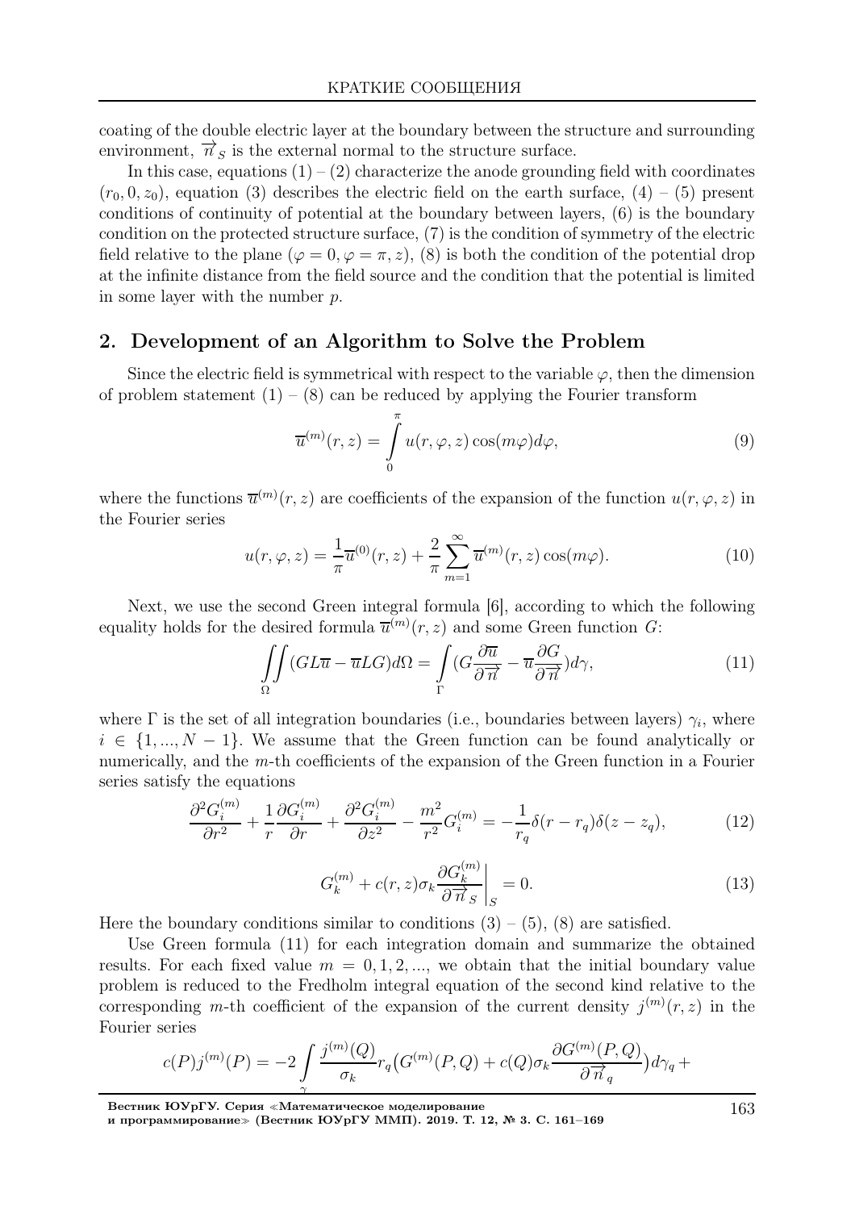coating of the double electric layer at the boundary between the structure and surrounding environment, $\overrightarrow{n}_S$ is the external normal to the structure surface.

In this case, equations (1) – (2) characterize the anode grounding field with coordinates $(r_0, 0, z_0)$, equation (3) describes the electric field on the earth surface, (4) – (5) present conditions of continuity of potential at the boundary between layers, (6) is the boundary condition on the protected structure surface, (7) is the condition of symmetry of the electric field relative to the plane $(\varphi = 0, \varphi = \pi, z)$, (8) is both the condition of the potential drop at the infinite distance from the field source and the condition that the potential is limited in some layer with the number $p$.

## 2. Development of an Algorithm to Solve the Problem

Since the electric field is symmetrical with respect to the variable $\varphi$, then the dimension of problem statement (1) – (8) can be reduced by applying the Fourier transform

$$\overline{u}^{(m)}(r, z) = \int\limits_0^{\pi} u(r, \varphi, z) \cos(m\varphi) d\varphi, \tag{9}$$

where the functions $\overline{u}^{(m)}(r, z)$ are coefficients of the expansion of the function $u(r, \varphi, z)$ in the Fourier series

$$u(r, \varphi, z) = \frac{1}{\pi}\overline{u}^{(0)}(r, z) + \frac{2}{\pi}\sum_{m=1}^{\infty} \overline{u}^{(m)}(r, z) \cos(m\varphi). \tag{10}$$

Next, we use the second Green integral formula [6], according to which the following equality holds for the desired formula $\overline{u}^{(m)}(r, z)$ and some Green function $G$:

$$\iint\limits_{\Omega} (GL\overline{u} - \overline{u}LG) d\Omega = \int\limits_{\Gamma} (G\frac{\partial \overline{u}}{\partial \overrightarrow{n}} - \overline{u}\frac{\partial G}{\partial \overrightarrow{n}}) d\gamma, \tag{11}$$

where $\Gamma$ is the set of all integration boundaries (i.e., boundaries between layers) $\gamma_i$, where $i \in \{1, ..., N-1\}$. We assume that the Green function can be found analytically or numerically, and the $m$-th coefficients of the expansion of the Green function in a Fourier series satisfy the equations

$$\frac{\partial^2 G_i^{(m)}}{\partial r^2} + \frac{1}{r}\frac{\partial G_i^{(m)}}{\partial r} + \frac{\partial^2 G_i^{(m)}}{\partial z^2} - \frac{m^2}{r^2} G_i^{(m)} = -\frac{1}{r_q}\delta(r - r_q)\delta(z - z_q), \tag{12}$$

$$G_k^{(m)} + c(r, z)\sigma_k \frac{\partial G_k^{(m)}}{\partial \overrightarrow{n}_S}\bigg|_S = 0. \tag{13}$$

Here the boundary conditions similar to conditions (3) – (5), (8) are satisfied.

Use Green formula (11) for each integration domain and summarize the obtained results. For each fixed value $m = 0, 1, 2, ...$, we obtain that the initial boundary value problem is reduced to the Fredholm integral equation of the second kind relative to the corresponding $m$-th coefficient of the expansion of the current density $j^{(m)}(r, z)$ in the Fourier series

$$c(P)j^{(m)}(P) = -2\int\limits_{\gamma} \frac{j^{(m)}(Q)}{\sigma_k} r_q \big(G^{(m)}(P, Q) + c(Q)\sigma_k \frac{\partial G^{(m)}(P, Q)}{\partial \overrightarrow{n}_q}\big) d\gamma_q +$$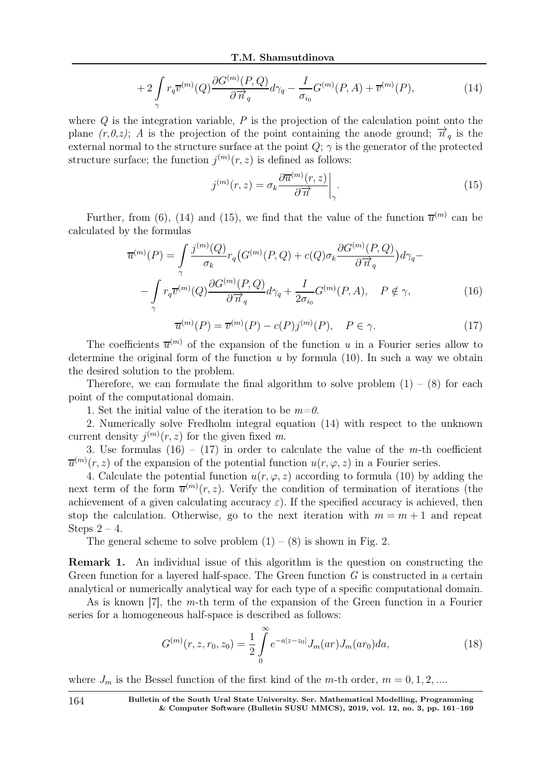$$+2\int\limits_{\gamma} r_q \overline{v}^{(m)}(Q) \frac{\partial G^{(m)}(P,Q)}{\partial \overrightarrow{n}_q} d\gamma_q - \frac{I}{\sigma_{i_0}} G^{(m)}(P,A) + \overline{v}^{(m)}(P), \tag{14}$$

where $Q$ is the integration variable, $P$ is the projection of the calculation point onto the plane *(r,0,z)*; $A$ is the projection of the point containing the anode ground; $\overrightarrow{n}_q$ is the external normal to the structure surface at the point $Q$; $\gamma$ is the generator of the protected structure surface; the function $j^{(m)}(r,z)$ is defined as follows:

$$j^{(m)}(r,z) = \sigma_k \frac{\partial \overline{u}^{(m)}(r,z)}{\partial \overrightarrow{n}}\bigg|_{\gamma}. \tag{15}$$

Further, from (6), (14) and (15), we find that the value of the function $\overline{u}^{(m)}$ can be calculated by the formulas

$$\overline{u}^{(m)}(P) = \int\limits_{\gamma} \frac{j^{(m)}(Q)}{\sigma_k} r_q \big( G^{(m)}(P,Q) + c(Q)\sigma_k \frac{\partial G^{(m)}(P,Q)}{\partial \overrightarrow{n}_q} \big) d\gamma_q -$$
$$- \int\limits_{\gamma} r_q \overline{v}^{(m)}(Q) \frac{\partial G^{(m)}(P,Q)}{\partial \overrightarrow{n}_q} d\gamma_q + \frac{I}{2\sigma_{i_0}} G^{(m)}(P,A), \quad P \notin \gamma, \tag{16}$$

$$\overline{u}^{(m)}(P) = \overline{v}^{(m)}(P) - c(P) j^{(m)}(P), \quad P \in \gamma. \tag{17}$$

The coefficients $\overline{u}^{(m)}$ of the expansion of the function $u$ in a Fourier series allow to determine the original form of the function $u$ by formula (10). In such a way we obtain the desired solution to the problem.

Therefore, we can formulate the final algorithm to solve problem (1) – (8) for each point of the computational domain.

1. Set the initial value of the iteration to be *m=0*.

2. Numerically solve Fredholm integral equation (14) with respect to the unknown current density $j^{(m)}(r,z)$ for the given fixed $m$.

3. Use formulas (16) – (17) in order to calculate the value of the $m$-th coefficient $\overline{u}^{(m)}(r,z)$ of the expansion of the potential function $u(r,\varphi,z)$ in a Fourier series.

4. Calculate the potential function $u(r,\varphi,z)$ according to formula (10) by adding the next term of the form $\overline{u}^{(m)}(r,z)$. Verify the condition of termination of iterations (the achievement of a given calculating accuracy $\varepsilon$). If the specified accuracy is achieved, then stop the calculation. Otherwise, go to the next iteration with $m = m + 1$ and repeat Steps 2 – 4.

The general scheme to solve problem (1) – (8) is shown in Fig. 2.

**Remark 1.** An individual issue of this algorithm is the question on constructing the Green function for a layered half-space. The Green function $G$ is constructed in a certain analytical or numerically analytical way for each type of a specific computational domain.

As is known [7], the $m$-th term of the expansion of the Green function in a Fourier series for a homogeneous half-space is described as follows:

$$G^{(m)}(r,z,r_0,z_0) = \frac{1}{2}\int\limits_0^{\infty} e^{-a|z-z_0|} J_m(ar) J_m(ar_0) da, \tag{18}$$

where $J_m$ is the Bessel function of the first kind of the $m$-th order, $m = 0, 1, 2, ....$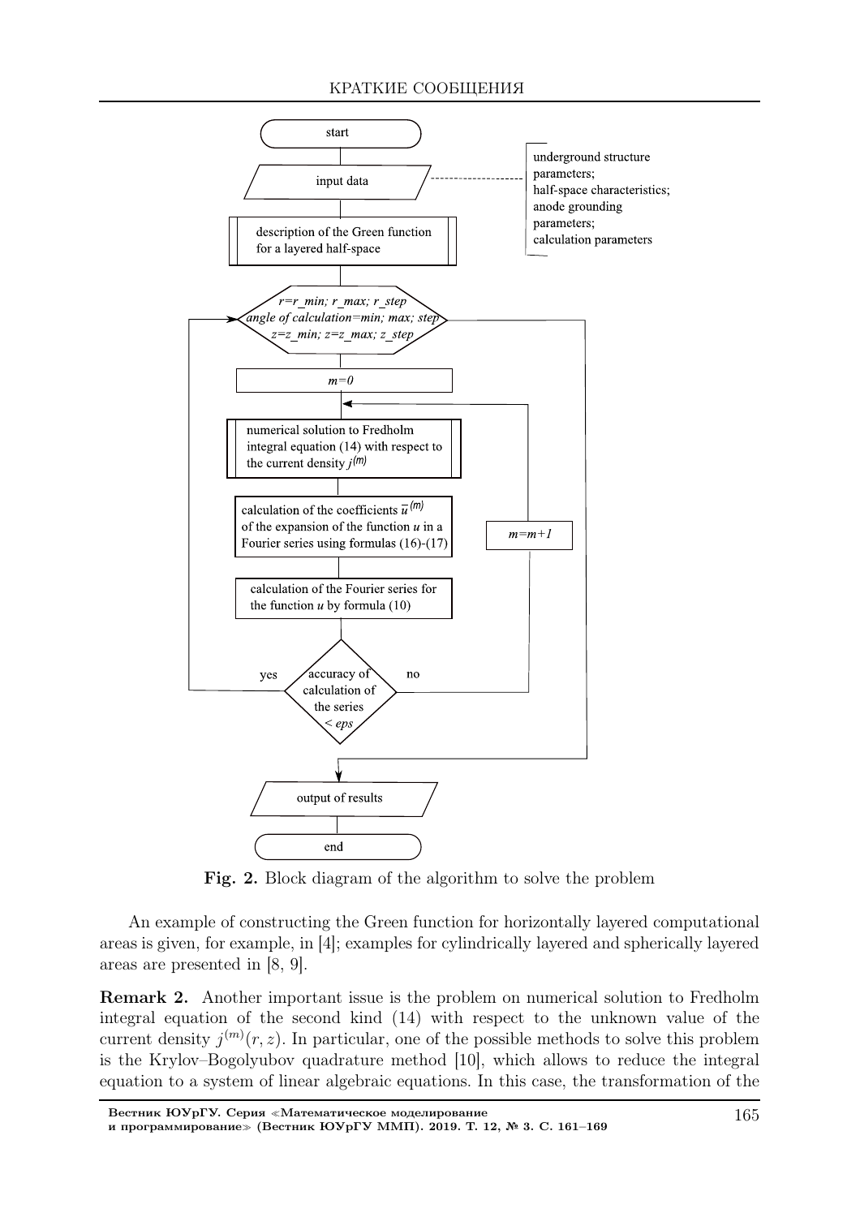Fig. 2. Block diagram of the algorithm to solve the problem

An example of constructing the Green function for horizontally layered computational areas is given, for example, in [4]; examples for cylindrically layered and spherically layered areas are presented in [8, 9].

**Remark 2.** Another important issue is the problem on numerical solution to Fredholm integral equation of the second kind (14) with respect to the unknown value of the current density $j^{(m)}(r, z)$. In particular, one of the possible methods to solve this problem is the Krylov–Bogolyubov quadrature method [10], which allows to reduce the integral equation to a system of linear algebraic equations. In this case, the transformation of the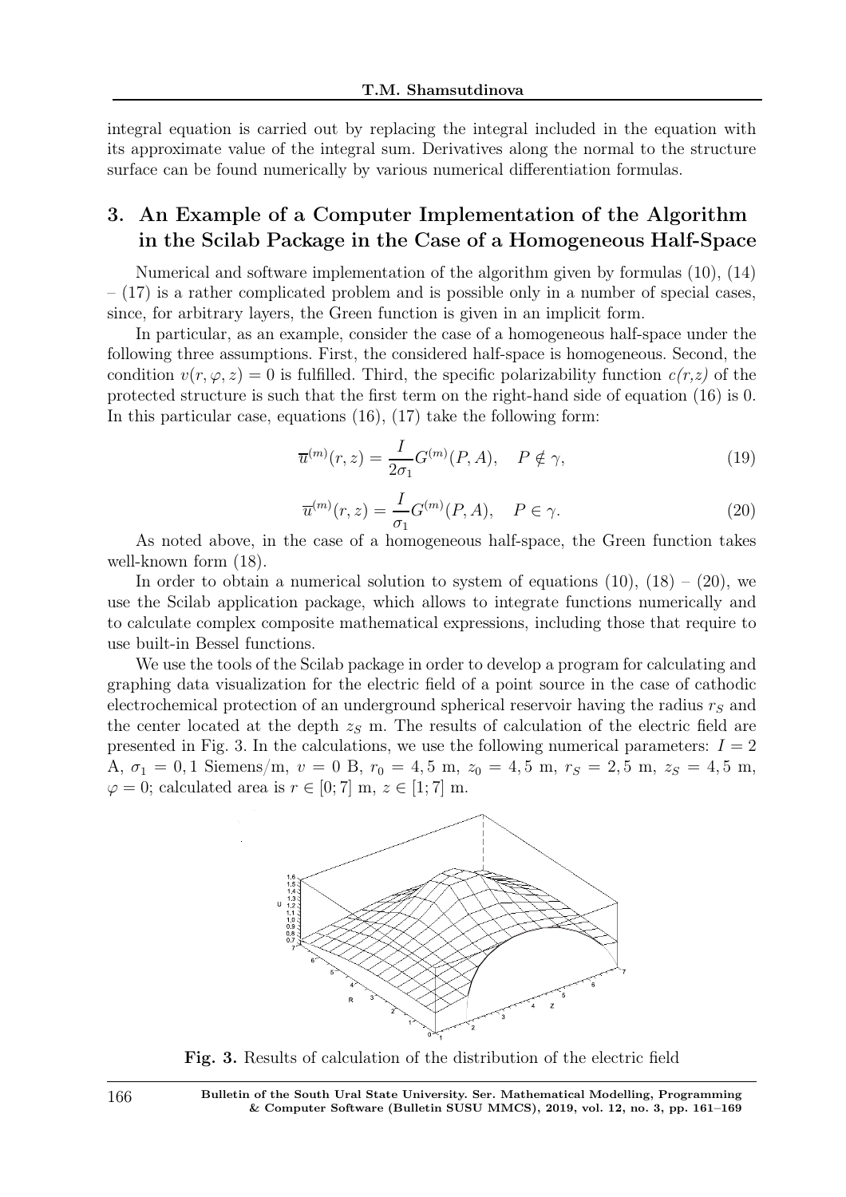integral equation is carried out by replacing the integral included in the equation with its approximate value of the integral sum. Derivatives along the normal to the structure surface can be found numerically by various numerical differentiation formulas.

## 3. An Example of a Computer Implementation of the Algorithm in the Scilab Package in the Case of a Homogeneous Half-Space

Numerical and software implementation of the algorithm given by formulas (10), (14) – (17) is a rather complicated problem and is possible only in a number of special cases, since, for arbitrary layers, the Green function is given in an implicit form.

In particular, as an example, consider the case of a homogeneous half-space under the following three assumptions. First, the considered half-space is homogeneous. Second, the condition $v(r, \varphi, z) = 0$ is fulfilled. Third, the specific polarizability function $c(r,z)$ of the protected structure is such that the first term on the right-hand side of equation (16) is 0. In this particular case, equations (16), (17) take the following form:

$$\overline{u}^{(m)}(r, z) = \frac{I}{2\sigma_1} G^{(m)}(P, A), \quad P \notin \gamma, \tag{19}$$

$$\overline{u}^{(m)}(r, z) = \frac{I}{\sigma_1} G^{(m)}(P, A), \quad P \in \gamma. \tag{20}$$

As noted above, in the case of a homogeneous half-space, the Green function takes well-known form (18).

In order to obtain a numerical solution to system of equations (10), (18) – (20), we use the Scilab application package, which allows to integrate functions numerically and to calculate complex composite mathematical expressions, including those that require to use built-in Bessel functions.

We use the tools of the Scilab package in order to develop a program for calculating and graphing data visualization for the electric field of a point source in the case of cathodic electrochemical protection of an underground spherical reservoir having the radius $r_S$ and the center located at the depth $z_S$ m. The results of calculation of the electric field are presented in Fig. 3. In the calculations, we use the following numerical parameters: $I = 2$ A, $\sigma_1 = 0,1$ Siemens/m, $v = 0$ B, $r_0 = 4,5$ m, $z_0 = 4,5$ m, $r_S = 2,5$ m, $z_S = 4,5$ m, $\varphi = 0$; calculated area is $r \in [0; 7]$ m, $z \in [1; 7]$ m.

**Fig. 3.** Results of calculation of the distribution of the electric field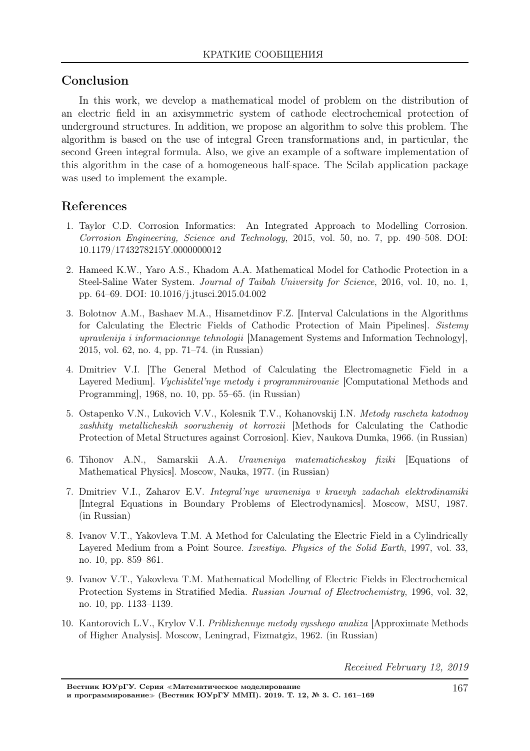## Conclusion

In this work, we develop a mathematical model of problem on the distribution of an electric field in an axisymmetric system of cathode electrochemical protection of underground structures. In addition, we propose an algorithm to solve this problem. The algorithm is based on the use of integral Green transformations and, in particular, the second Green integral formula. Also, we give an example of a software implementation of this algorithm in the case of a homogeneous half-space. The Scilab application package was used to implement the example.

## References

1. Taylor C.D. Corrosion Informatics: An Integrated Approach to Modelling Corrosion. *Corrosion Engineering, Science and Technology*, 2015, vol. 50, no. 7, pp. 490–508. DOI: 10.1179/1743278215Y.0000000012
2. Hameed K.W., Yaro A.S., Khadom A.A. Mathematical Model for Cathodic Protection in a Steel-Saline Water System. *Journal of Taibah University for Science*, 2016, vol. 10, no. 1, pp. 64–69. DOI: 10.1016/j.jtusci.2015.04.002
3. Bolotnov A.M., Bashaev M.A., Hisametdinov F.Z. [Interval Calculations in the Algorithms for Calculating the Electric Fields of Cathodic Protection of Main Pipelines]. *Sistemy upravlenija i informacionnye tehnologii* [Management Systems and Information Technology], 2015, vol. 62, no. 4, pp. 71–74. (in Russian)
4. Dmitriev V.I. [The General Method of Calculating the Electromagnetic Field in a Layered Medium]. *Vychislitel'nye metody i programmirovanie* [Computational Methods and Programming], 1968, no. 10, pp. 55–65. (in Russian)
5. Ostapenko V.N., Lukovich V.V., Kolesnik T.V., Kohanovskij I.N. *Metody rascheta katodnoy zashhity metallicheskih sooruzheniy ot korrozii* [Methods for Calculating the Cathodic Protection of Metal Structures against Corrosion]. Kiev, Naukova Dumka, 1966. (in Russian)
6. Tihonov A.N., Samarskii A.A. *Uravneniya matematicheskoy fiziki* [Equations of Mathematical Physics]. Moscow, Nauka, 1977. (in Russian)
7. Dmitriev V.I., Zaharov E.V. *Integral'nye uravneniya v kraevyh zadachah elektrodinamiki* [Integral Equations in Boundary Problems of Electrodynamics]. Moscow, MSU, 1987. (in Russian)
8. Ivanov V.T., Yakovleva T.M. A Method for Calculating the Electric Field in a Cylindrically Layered Medium from a Point Source. *Izvestiya. Physics of the Solid Earth*, 1997, vol. 33, no. 10, pp. 859–861.
9. Ivanov V.T., Yakovleva T.M. Mathematical Modelling of Electric Fields in Electrochemical Protection Systems in Stratified Media. *Russian Journal of Electrochemistry*, 1996, vol. 32, no. 10, pp. 1133–1139.
10. Kantorovich L.V., Krylov V.I. *Priblizhennye metody vysshego analiza* [Approximate Methods of Higher Analysis]. Moscow, Leningrad, Fizmatgiz, 1962. (in Russian)

*Received February 12, 2019*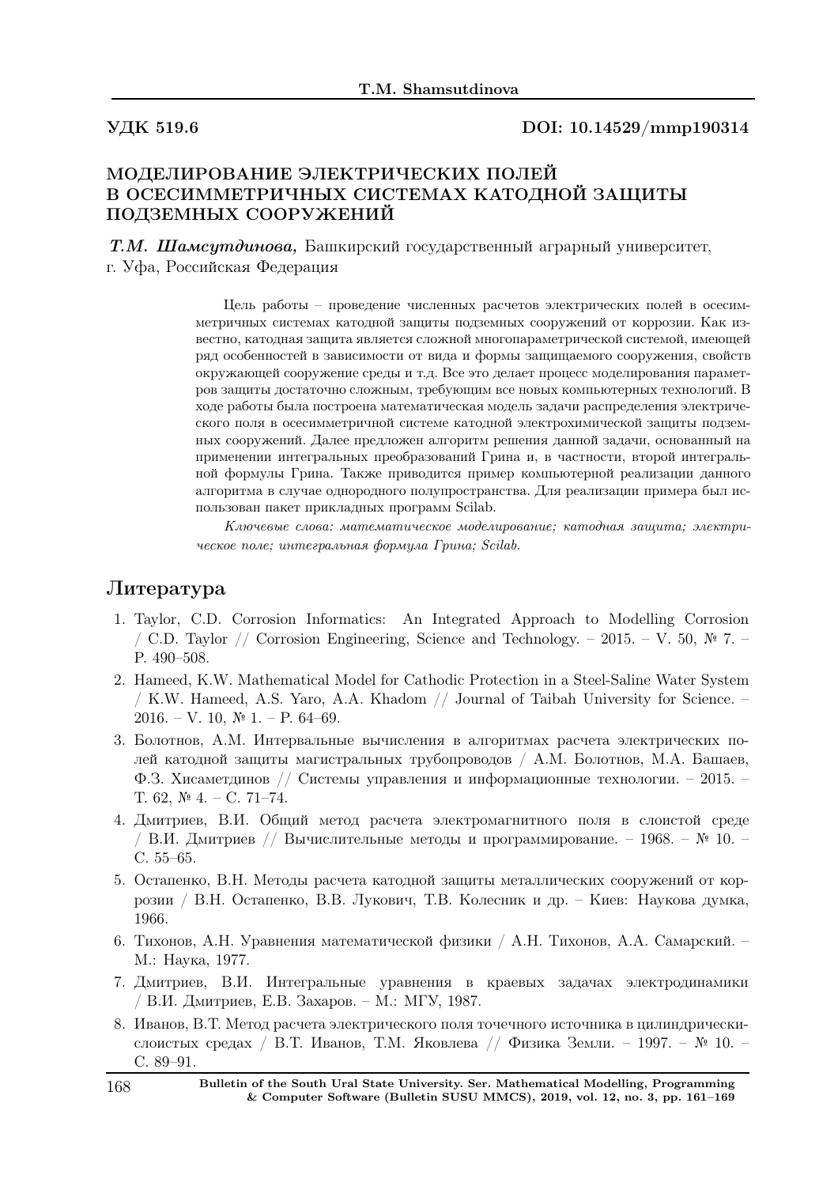**УДК 519.6** **DOI: 10.14529/mmp190314**

# МОДЕЛИРОВАНИЕ ЭЛЕКТРИЧЕСКИХ ПОЛЕЙ В ОСЕСИММЕТРИЧНЫХ СИСТЕМАХ КАТОДНОЙ ЗАЩИТЫ ПОДЗЕМНЫХ СООРУЖЕНИЙ

***Т.М. Шамсутдинова,*** Башкирский государственный аграрный университет, г. Уфа, Российская Федерация

Цель работы – проведение численных расчетов электрических полей в осесимметричных системах катодной защиты подземных сооружений от коррозии. Как известно, катодная защита является сложной многопараметрической системой, имеющей ряд особенностей в зависимости от вида и формы защищаемого сооружения, свойств окружающей сооружение среды и т.д. Все это делает процесс моделирования параметров защиты достаточно сложным, требующим все новых компьютерных технологий. В ходе работы была построена математическая модель задачи распределения электрического поля в осесимметричной системе катодной электрохимической защиты подземных сооружений. Далее предложен алгоритм решения данной задачи, основанный на применении интегральных преобразований Грина и, в частности, второй интегральной формулы Грина. Также приводится пример компьютерной реализации данного алгоритма в случае однородного полупространства. Для реализации примера был использован пакет прикладных программ Scilab.

*Ключевые слова: математическое моделирование; катодная защита; электрическое поле; интегральная формула Грина; Scilab.*

## Литература

1. Taylor, C.D. Corrosion Informatics: An Integrated Approach to Modelling Corrosion / C.D. Taylor // Corrosion Engineering, Science and Technology. – 2015. – V. 50, № 7. – P. 490–508.
2. Hameed, K.W. Mathematical Model for Cathodic Protection in a Steel-Saline Water System / K.W. Hameed, A.S. Yaro, A.A. Khadom // Journal of Taibah University for Science. – 2016. – V. 10, № 1. – P. 64–69.
3. Болотнов, А.М. Интервальные вычисления в алгоритмах расчета электрических полей катодной защиты магистральных трубопроводов / А.М. Болотнов, М.А. Башаев, Ф.З. Хисаметдинов // Системы управления и информационные технологии. – 2015. – Т. 62, № 4. – С. 71–74.
4. Дмитриев, В.И. Общий метод расчета электромагнитного поля в слоистой среде / В.И. Дмитриев // Вычислительные методы и программирование. – 1968. – № 10. – С. 55–65.
5. Остапенко, В.Н. Методы расчета катодной защиты металлических сооружений от коррозии / В.Н. Остапенко, В.В. Лукович, Т.В. Колесник и др. – Киев: Наукова думка, 1966.
6. Тихонов, А.Н. Уравнения математической физики / А.Н. Тихонов, А.А. Самарский. – М.: Наука, 1977.
7. Дмитриев, В.И. Интегральные уравнения в краевых задачах электродинамики / В.И. Дмитриев, Е.В. Захаров. – М.: МГУ, 1987.
8. Иванов, В.Т. Метод расчета электрического поля точечного источника в цилиндрически-слоистых средах / В.Т. Иванов, Т.М. Яковлева // Физика Земли. – 1997. – № 10. – С. 89–91.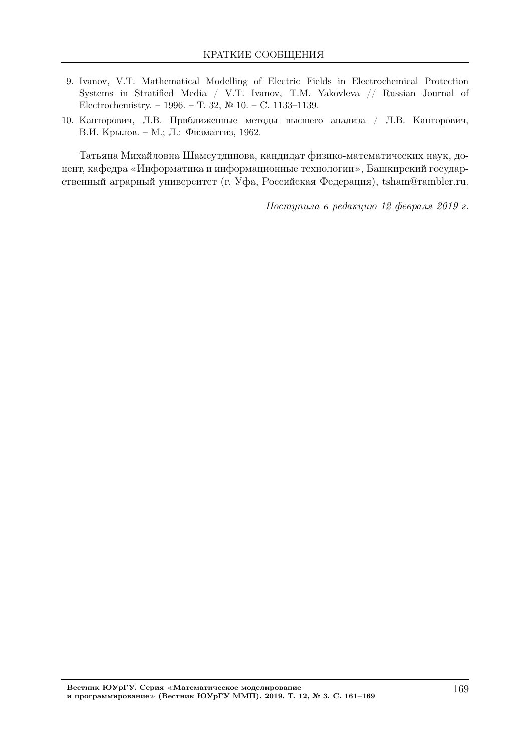9. Ivanov, V.T. Mathematical Modelling of Electric Fields in Electrochemical Protection Systems in Stratified Media / V.T. Ivanov, T.M. Yakovleva // Russian Journal of Electrochemistry. – 1996. – Т. 32, № 10. – С. 1133–1139.

10. Канторович, Л.В. Приближенные методы высшего анализа / Л.В. Канторович, В.И. Крылов. – М.; Л.: Физматгиз, 1962.

Татьяна Михайловна Шамсутдинова, кандидат физико-математических наук, доцент, кафедра «Информатика и информационные технологии», Башкирский государственный аграрный университет (г. Уфа, Российская Федерация), tsham@rambler.ru.

*Поступила в редакцию 12 февраля 2019 г.*